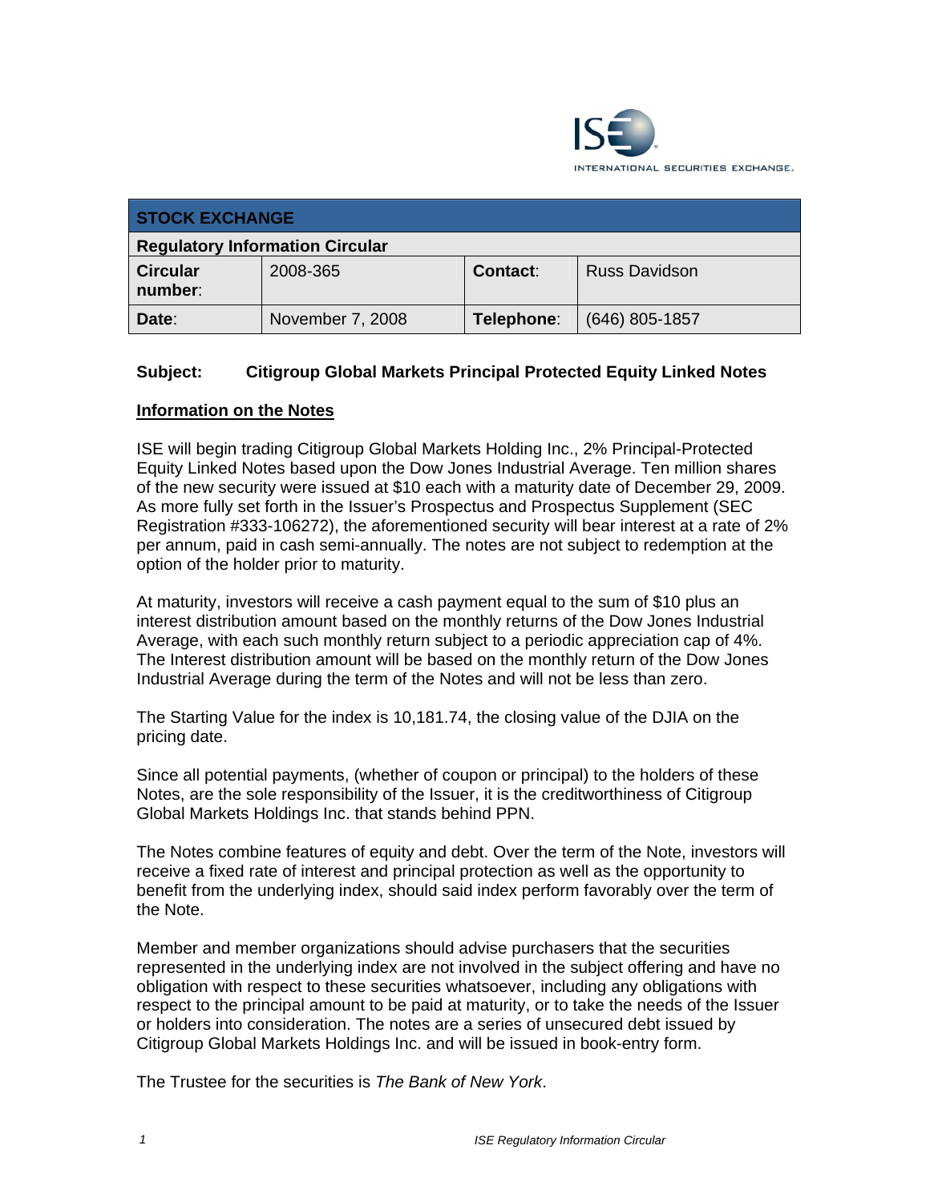INTERNATIONAL SECURITIES EXCHANGE.

| STOCK EXCHANGE | | | |
|---|---|---|---|
| **Regulatory Information Circular** | | | |
| **Circular number:** | 2008-365 | **Contact:** | Russ Davidson |
| **Date:** | November 7, 2008 | **Telephone:** | (646) 805-1857 |

**Subject: Citigroup Global Markets Principal Protected Equity Linked Notes**

**Information on the Notes**

ISE will begin trading Citigroup Global Markets Holding Inc., 2% Principal-Protected Equity Linked Notes based upon the Dow Jones Industrial Average. Ten million shares of the new security were issued at $10 each with a maturity date of December 29, 2009. As more fully set forth in the Issuer's Prospectus and Prospectus Supplement (SEC Registration #333-106272), the aforementioned security will bear interest at a rate of 2% per annum, paid in cash semi-annually. The notes are not subject to redemption at the option of the holder prior to maturity.

At maturity, investors will receive a cash payment equal to the sum of $10 plus an interest distribution amount based on the monthly returns of the Dow Jones Industrial Average, with each such monthly return subject to a periodic appreciation cap of 4%. The Interest distribution amount will be based on the monthly return of the Dow Jones Industrial Average during the term of the Notes and will not be less than zero.

The Starting Value for the index is 10,181.74, the closing value of the DJIA on the pricing date.

Since all potential payments, (whether of coupon or principal) to the holders of these Notes, are the sole responsibility of the Issuer, it is the creditworthiness of Citigroup Global Markets Holdings Inc. that stands behind PPN.

The Notes combine features of equity and debt. Over the term of the Note, investors will receive a fixed rate of interest and principal protection as well as the opportunity to benefit from the underlying index, should said index perform favorably over the term of the Note.

Member and member organizations should advise purchasers that the securities represented in the underlying index are not involved in the subject offering and have no obligation with respect to these securities whatsoever, including any obligations with respect to the principal amount to be paid at maturity, or to take the needs of the Issuer or holders into consideration. The notes are a series of unsecured debt issued by Citigroup Global Markets Holdings Inc. and will be issued in book-entry form.

The Trustee for the securities is *The Bank of New York*.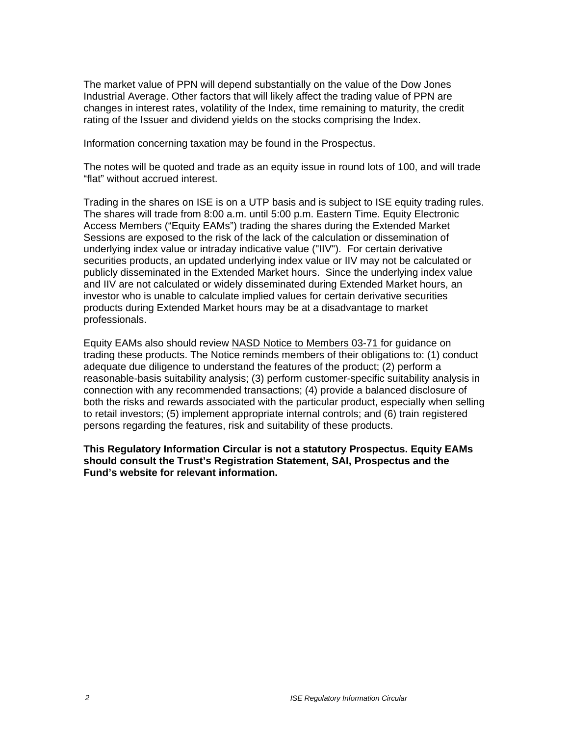The market value of PPN will depend substantially on the value of the Dow Jones Industrial Average. Other factors that will likely affect the trading value of PPN are changes in interest rates, volatility of the Index, time remaining to maturity, the credit rating of the Issuer and dividend yields on the stocks comprising the Index.

Information concerning taxation may be found in the Prospectus.

The notes will be quoted and trade as an equity issue in round lots of 100, and will trade "flat" without accrued interest.

Trading in the shares on ISE is on a UTP basis and is subject to ISE equity trading rules. The shares will trade from 8:00 a.m. until 5:00 p.m. Eastern Time. Equity Electronic Access Members ("Equity EAMs") trading the shares during the Extended Market Sessions are exposed to the risk of the lack of the calculation or dissemination of underlying index value or intraday indicative value ("IIV"). For certain derivative securities products, an updated underlying index value or IIV may not be calculated or publicly disseminated in the Extended Market hours. Since the underlying index value and IIV are not calculated or widely disseminated during Extended Market hours, an investor who is unable to calculate implied values for certain derivative securities products during Extended Market hours may be at a disadvantage to market professionals.

Equity EAMs also should review NASD Notice to Members 03-71 for guidance on trading these products. The Notice reminds members of their obligations to: (1) conduct adequate due diligence to understand the features of the product; (2) perform a reasonable-basis suitability analysis; (3) perform customer-specific suitability analysis in connection with any recommended transactions; (4) provide a balanced disclosure of both the risks and rewards associated with the particular product, especially when selling to retail investors; (5) implement appropriate internal controls; and (6) train registered persons regarding the features, risk and suitability of these products.

**This Regulatory Information Circular is not a statutory Prospectus. Equity EAMs should consult the Trust's Registration Statement, SAI, Prospectus and the Fund's website for relevant information.**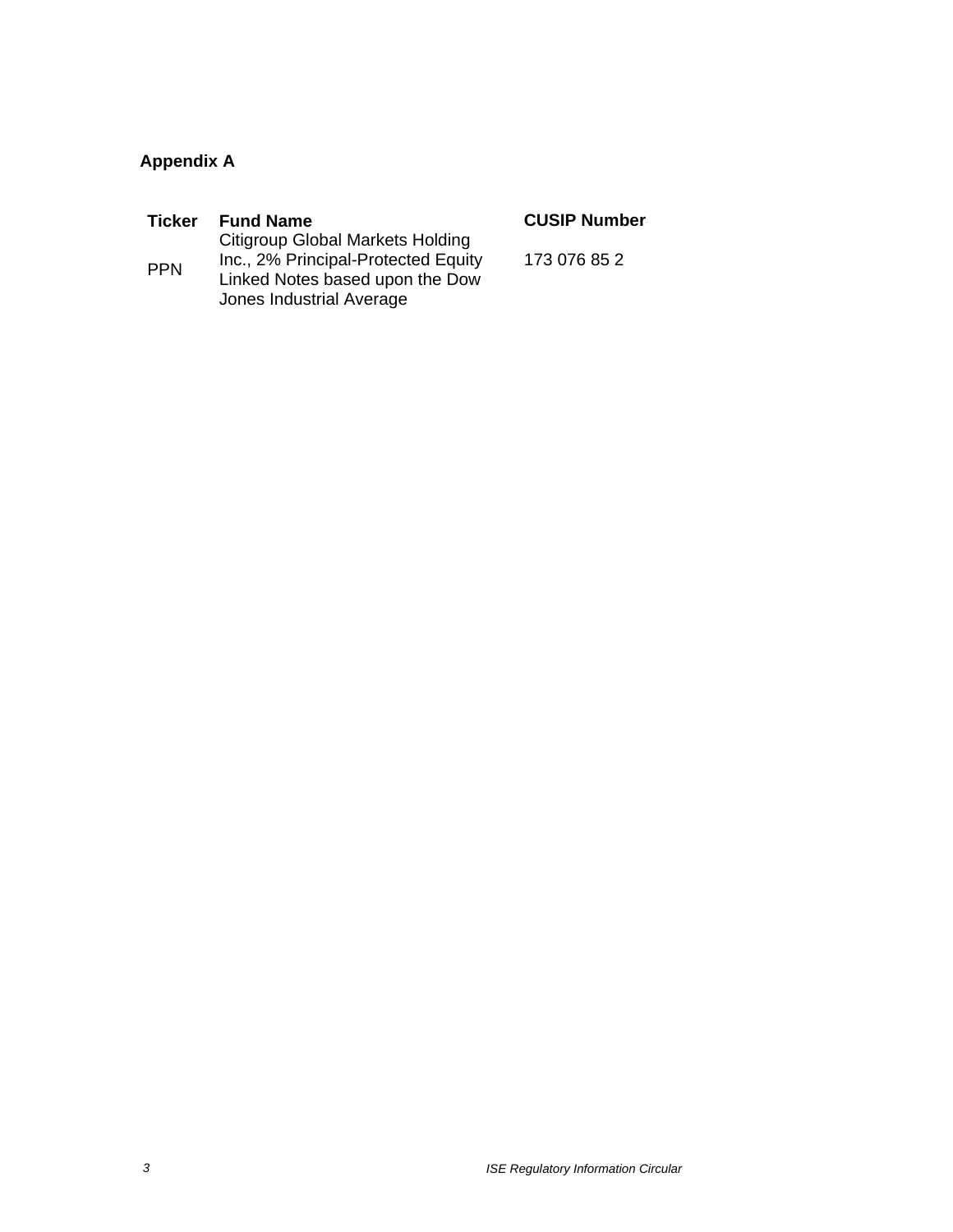**Appendix A**

| Ticker | Fund Name | CUSIP Number |
|---|---|---|
| PPN | Citigroup Global Markets Holding Inc., 2% Principal-Protected Equity Linked Notes based upon the Dow Jones Industrial Average | 173 076 85 2 |